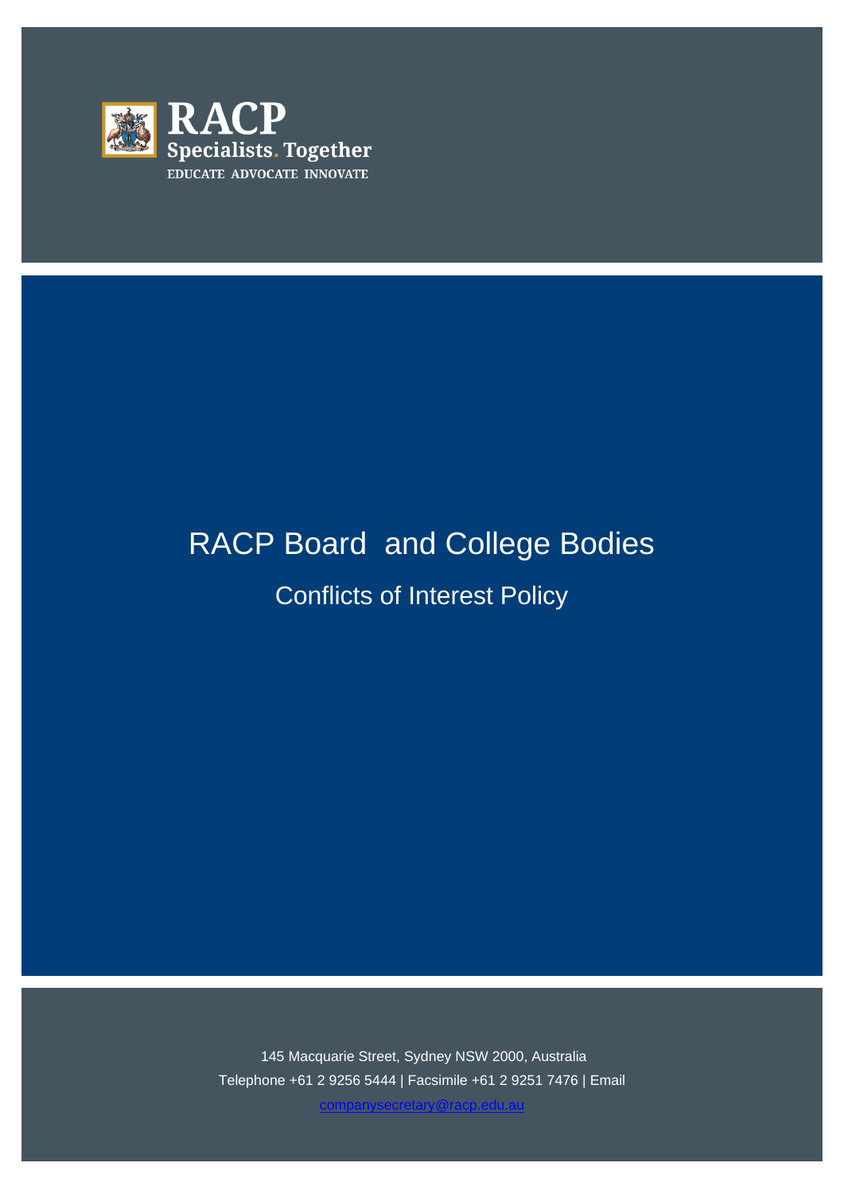RACP

Specialists. Together

EDUCATE ADVOCATE INNOVATE

# RACP Board and College Bodies

## Conflicts of Interest Policy

145 Macquarie Street, Sydney NSW 2000, Australia

Telephone +61 2 9256 5444 | Facsimile +61 2 9251 7476 | Email companysecretary@racp.edu.au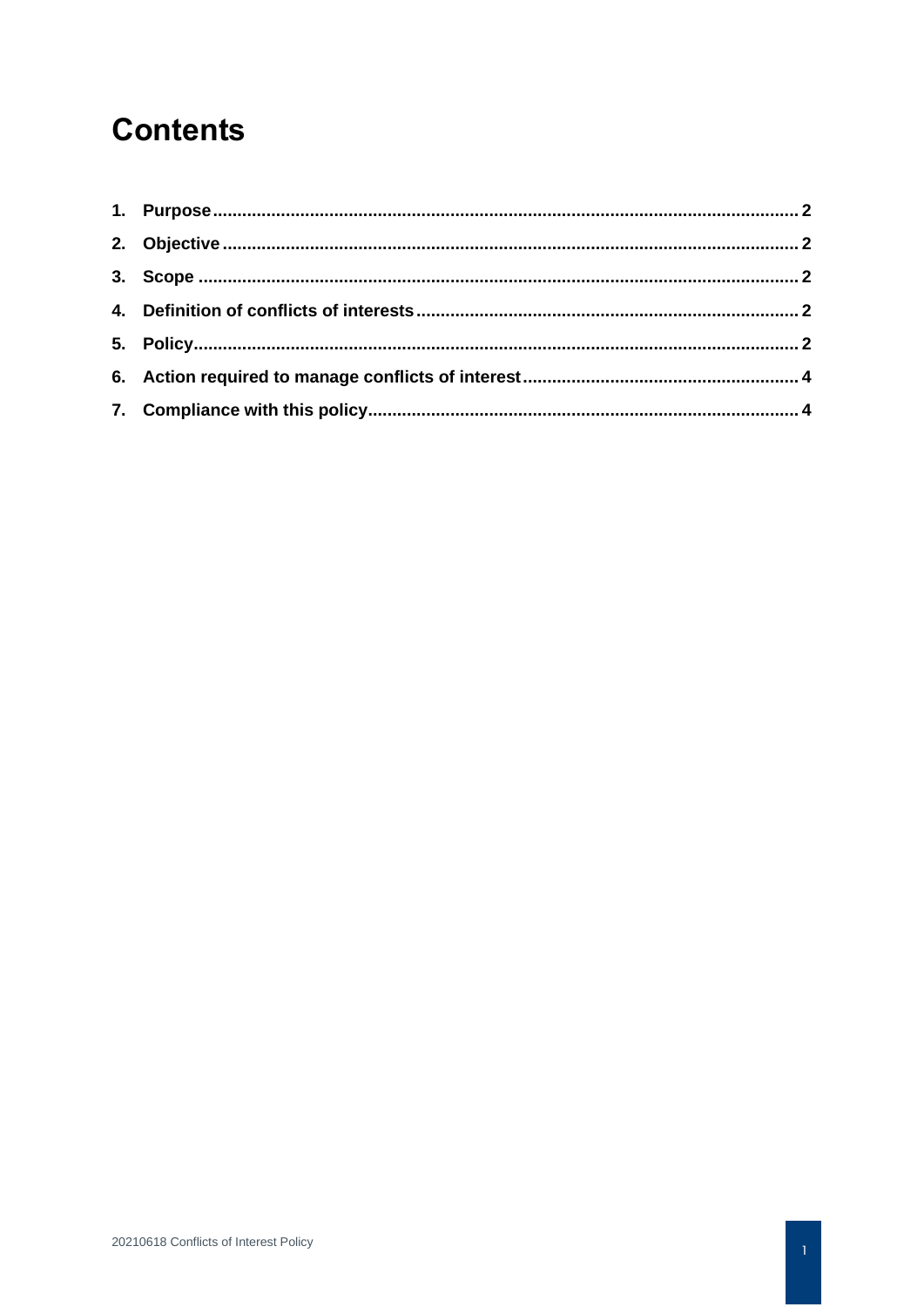# Contents

1. Purpose ........................................................................................................................ 2
2. Objective ...................................................................................................................... 2
3. Scope ........................................................................................................................... 2
4. Definition of conflicts of interests ................................................................................ 2
5. Policy ............................................................................................................................ 2
6. Action required to manage conflicts of interest .......................................................... 4
7. Compliance with this policy .......................................................................................... 4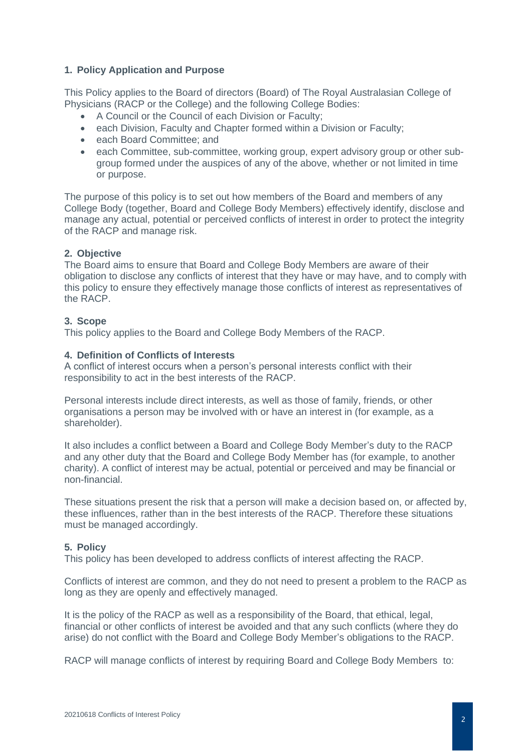## 1. Policy Application and Purpose

This Policy applies to the Board of directors (Board) of The Royal Australasian College of Physicians (RACP or the College) and the following College Bodies:

- A Council or the Council of each Division or Faculty;
- each Division, Faculty and Chapter formed within a Division or Faculty;
- each Board Committee; and
- each Committee, sub-committee, working group, expert advisory group or other sub-group formed under the auspices of any of the above, whether or not limited in time or purpose.

The purpose of this policy is to set out how members of the Board and members of any College Body (together, Board and College Body Members) effectively identify, disclose and manage any actual, potential or perceived conflicts of interest in order to protect the integrity of the RACP and manage risk.

## 2. Objective

The Board aims to ensure that Board and College Body Members are aware of their obligation to disclose any conflicts of interest that they have or may have, and to comply with this policy to ensure they effectively manage those conflicts of interest as representatives of the RACP.

## 3. Scope

This policy applies to the Board and College Body Members of the RACP.

## 4. Definition of Conflicts of Interests

A conflict of interest occurs when a person's personal interests conflict with their responsibility to act in the best interests of the RACP.

Personal interests include direct interests, as well as those of family, friends, or other organisations a person may be involved with or have an interest in (for example, as a shareholder).

It also includes a conflict between a Board and College Body Member's duty to the RACP and any other duty that the Board and College Body Member has (for example, to another charity). A conflict of interest may be actual, potential or perceived and may be financial or non-financial.

These situations present the risk that a person will make a decision based on, or affected by, these influences, rather than in the best interests of the RACP. Therefore these situations must be managed accordingly.

## 5. Policy

This policy has been developed to address conflicts of interest affecting the RACP.

Conflicts of interest are common, and they do not need to present a problem to the RACP as long as they are openly and effectively managed.

It is the policy of the RACP as well as a responsibility of the Board, that ethical, legal, financial or other conflicts of interest be avoided and that any such conflicts (where they do arise) do not conflict with the Board and College Body Member's obligations to the RACP.

RACP will manage conflicts of interest by requiring Board and College Body Members to: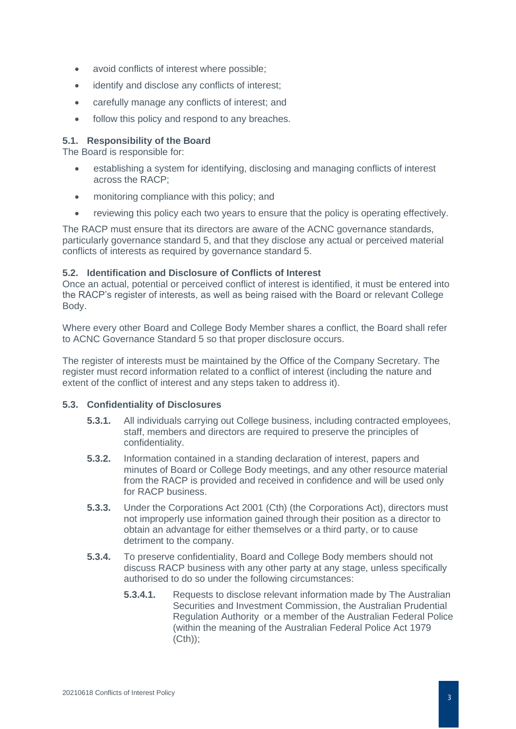- avoid conflicts of interest where possible;
- identify and disclose any conflicts of interest;
- carefully manage any conflicts of interest; and
- follow this policy and respond to any breaches.

### 5.1. Responsibility of the Board

The Board is responsible for:

- establishing a system for identifying, disclosing and managing conflicts of interest across the RACP;
- monitoring compliance with this policy; and
- reviewing this policy each two years to ensure that the policy is operating effectively.

The RACP must ensure that its directors are aware of the ACNC governance standards, particularly governance standard 5, and that they disclose any actual or perceived material conflicts of interests as required by governance standard 5.

### 5.2. Identification and Disclosure of Conflicts of Interest

Once an actual, potential or perceived conflict of interest is identified, it must be entered into the RACP's register of interests, as well as being raised with the Board or relevant College Body.

Where every other Board and College Body Member shares a conflict, the Board shall refer to ACNC Governance Standard 5 so that proper disclosure occurs.

The register of interests must be maintained by the Office of the Company Secretary. The register must record information related to a conflict of interest (including the nature and extent of the conflict of interest and any steps taken to address it).

### 5.3. Confidentiality of Disclosures

**5.3.1.** All individuals carrying out College business, including contracted employees, staff, members and directors are required to preserve the principles of confidentiality.

**5.3.2.** Information contained in a standing declaration of interest, papers and minutes of Board or College Body meetings, and any other resource material from the RACP is provided and received in confidence and will be used only for RACP business.

**5.3.3.** Under the Corporations Act 2001 (Cth) (the Corporations Act), directors must not improperly use information gained through their position as a director to obtain an advantage for either themselves or a third party, or to cause detriment to the company.

**5.3.4.** To preserve confidentiality, Board and College Body members should not discuss RACP business with any other party at any stage, unless specifically authorised to do so under the following circumstances:

**5.3.4.1.** Requests to disclose relevant information made by The Australian Securities and Investment Commission, the Australian Prudential Regulation Authority or a member of the Australian Federal Police (within the meaning of the Australian Federal Police Act 1979 (Cth));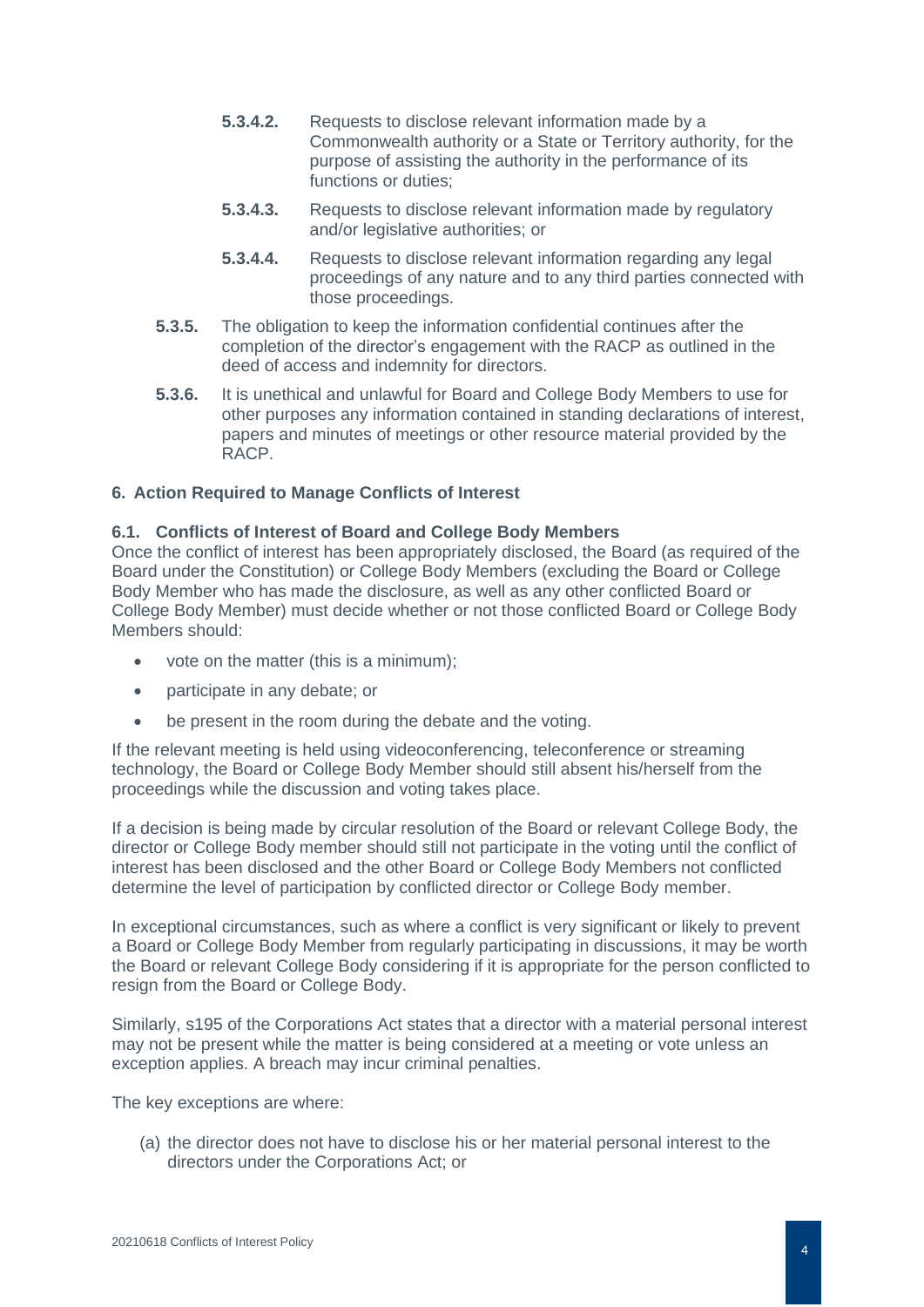**5.3.4.2.** Requests to disclose relevant information made by a Commonwealth authority or a State or Territory authority, for the purpose of assisting the authority in the performance of its functions or duties;

**5.3.4.3.** Requests to disclose relevant information made by regulatory and/or legislative authorities; or

**5.3.4.4.** Requests to disclose relevant information regarding any legal proceedings of any nature and to any third parties connected with those proceedings.

**5.3.5.** The obligation to keep the information confidential continues after the completion of the director's engagement with the RACP as outlined in the deed of access and indemnity for directors.

**5.3.6.** It is unethical and unlawful for Board and College Body Members to use for other purposes any information contained in standing declarations of interest, papers and minutes of meetings or other resource material provided by the RACP.

## 6. Action Required to Manage Conflicts of Interest

### 6.1. Conflicts of Interest of Board and College Body Members

Once the conflict of interest has been appropriately disclosed, the Board (as required of the Board under the Constitution) or College Body Members (excluding the Board or College Body Member who has made the disclosure, as well as any other conflicted Board or College Body Member) must decide whether or not those conflicted Board or College Body Members should:

- vote on the matter (this is a minimum);
- participate in any debate; or
- be present in the room during the debate and the voting.

If the relevant meeting is held using videoconferencing, teleconference or streaming technology, the Board or College Body Member should still absent his/herself from the proceedings while the discussion and voting takes place.

If a decision is being made by circular resolution of the Board or relevant College Body, the director or College Body member should still not participate in the voting until the conflict of interest has been disclosed and the other Board or College Body Members not conflicted determine the level of participation by conflicted director or College Body member.

In exceptional circumstances, such as where a conflict is very significant or likely to prevent a Board or College Body Member from regularly participating in discussions, it may be worth the Board or relevant College Body considering if it is appropriate for the person conflicted to resign from the Board or College Body.

Similarly, s195 of the Corporations Act states that a director with a material personal interest may not be present while the matter is being considered at a meeting or vote unless an exception applies. A breach may incur criminal penalties.

The key exceptions are where:

(a) the director does not have to disclose his or her material personal interest to the directors under the Corporations Act; or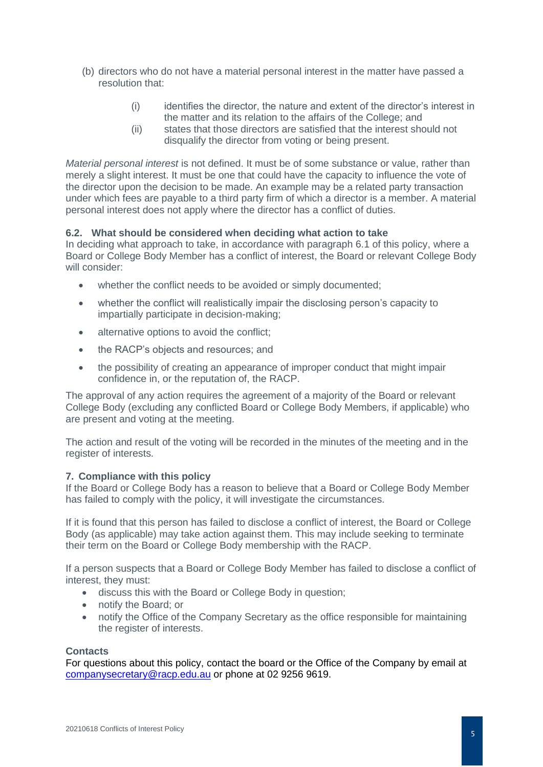(b) directors who do not have a material personal interest in the matter have passed a resolution that:

   (i) identifies the director, the nature and extent of the director's interest in the matter and its relation to the affairs of the College; and
   (ii) states that those directors are satisfied that the interest should not disqualify the director from voting or being present.

*Material personal interest* is not defined. It must be of some substance or value, rather than merely a slight interest. It must be one that could have the capacity to influence the vote of the director upon the decision to be made. An example may be a related party transaction under which fees are payable to a third party firm of which a director is a member. A material personal interest does not apply where the director has a conflict of duties.

### 6.2. What should be considered when deciding what action to take

In deciding what approach to take, in accordance with paragraph 6.1 of this policy, where a Board or College Body Member has a conflict of interest, the Board or relevant College Body will consider:

- whether the conflict needs to be avoided or simply documented;
- whether the conflict will realistically impair the disclosing person's capacity to impartially participate in decision-making;
- alternative options to avoid the conflict;
- the RACP's objects and resources; and
- the possibility of creating an appearance of improper conduct that might impair confidence in, or the reputation of, the RACP.

The approval of any action requires the agreement of a majority of the Board or relevant College Body (excluding any conflicted Board or College Body Members, if applicable) who are present and voting at the meeting.

The action and result of the voting will be recorded in the minutes of the meeting and in the register of interests.

## 7. Compliance with this policy

If the Board or College Body has a reason to believe that a Board or College Body Member has failed to comply with the policy, it will investigate the circumstances.

If it is found that this person has failed to disclose a conflict of interest, the Board or College Body (as applicable) may take action against them. This may include seeking to terminate their term on the Board or College Body membership with the RACP.

If a person suspects that a Board or College Body Member has failed to disclose a conflict of interest, they must:

- discuss this with the Board or College Body in question;
- notify the Board; or
- notify the Office of the Company Secretary as the office responsible for maintaining the register of interests.

## Contacts

For questions about this policy, contact the board or the Office of the Company by email at companysecretary@racp.edu.au or phone at 02 9256 9619.